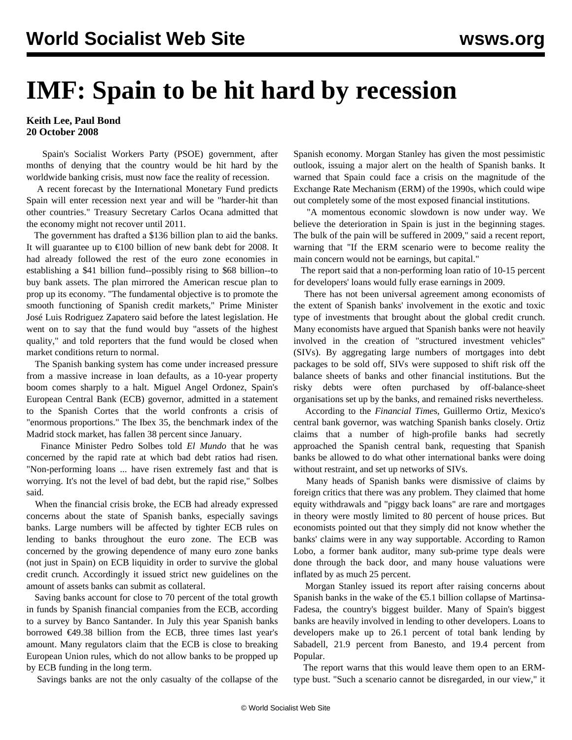# IMF: Spain to be hit hard by recession

**Keith Lee, Paul Bond**
**20 October 2008**

Spain's Socialist Workers Party (PSOE) government, after months of denying that the country would be hit hard by the worldwide banking crisis, must now face the reality of recession.

A recent forecast by the International Monetary Fund predicts Spain will enter recession next year and will be "harder-hit than other countries." Treasury Secretary Carlos Ocana admitted that the economy might not recover until 2011.

The government has drafted a $136 billion plan to aid the banks. It will guarantee up to €100 billion of new bank debt for 2008. It had already followed the rest of the euro zone economies in establishing a $41 billion fund--possibly rising to $68 billion--to buy bank assets. The plan mirrored the American rescue plan to prop up its economy. "The fundamental objective is to promote the smooth functioning of Spanish credit markets," Prime Minister José Luis Rodriguez Zapatero said before the latest legislation. He went on to say that the fund would buy "assets of the highest quality," and told reporters that the fund would be closed when market conditions return to normal.

The Spanish banking system has come under increased pressure from a massive increase in loan defaults, as a 10-year property boom comes sharply to a halt. Miguel Angel Ordonez, Spain's European Central Bank (ECB) governor, admitted in a statement to the Spanish Cortes that the world confronts a crisis of "enormous proportions." The Ibex 35, the benchmark index of the Madrid stock market, has fallen 38 percent since January.

Finance Minister Pedro Solbes told *El Mundo* that he was concerned by the rapid rate at which bad debt ratios had risen. "Non-performing loans ... have risen extremely fast and that is worrying. It's not the level of bad debt, but the rapid rise," Solbes said.

When the financial crisis broke, the ECB had already expressed concerns about the state of Spanish banks, especially savings banks. Large numbers will be affected by tighter ECB rules on lending to banks throughout the euro zone. The ECB was concerned by the growing dependence of many euro zone banks (not just in Spain) on ECB liquidity in order to survive the global credit crunch. Accordingly it issued strict new guidelines on the amount of assets banks can submit as collateral.

Saving banks account for close to 70 percent of the total growth in funds by Spanish financial companies from the ECB, according to a survey by Banco Santander. In July this year Spanish banks borrowed €49.38 billion from the ECB, three times last year's amount. Many regulators claim that the ECB is close to breaking European Union rules, which do not allow banks to be propped up by ECB funding in the long term.

Savings banks are not the only casualty of the collapse of the Spanish economy. Morgan Stanley has given the most pessimistic outlook, issuing a major alert on the health of Spanish banks. It warned that Spain could face a crisis on the magnitude of the Exchange Rate Mechanism (ERM) of the 1990s, which could wipe out completely some of the most exposed financial institutions.

"A momentous economic slowdown is now under way. We believe the deterioration in Spain is just in the beginning stages. The bulk of the pain will be suffered in 2009," said a recent report, warning that "If the ERM scenario were to become reality the main concern would not be earnings, but capital."

The report said that a non-performing loan ratio of 10-15 percent for developers' loans would fully erase earnings in 2009.

There has not been universal agreement among economists of the extent of Spanish banks' involvement in the exotic and toxic type of investments that brought about the global credit crunch. Many economists have argued that Spanish banks were not heavily involved in the creation of "structured investment vehicles" (SIVs). By aggregating large numbers of mortgages into debt packages to be sold off, SIVs were supposed to shift risk off the balance sheets of banks and other financial institutions. But the risky debts were often purchased by off-balance-sheet organisations set up by the banks, and remained risks nevertheless.

According to the *Financial Times*, Guillermo Ortiz, Mexico's central bank governor, was watching Spanish banks closely. Ortiz claims that a number of high-profile banks had secretly approached the Spanish central bank, requesting that Spanish banks be allowed to do what other international banks were doing without restraint, and set up networks of SIVs.

Many heads of Spanish banks were dismissive of claims by foreign critics that there was any problem. They claimed that home equity withdrawals and "piggy back loans" are rare and mortgages in theory were mostly limited to 80 percent of house prices. But economists pointed out that they simply did not know whether the banks' claims were in any way supportable. According to Ramon Lobo, a former bank auditor, many sub-prime type deals were done through the back door, and many house valuations were inflated by as much 25 percent.

Morgan Stanley issued its report after raising concerns about Spanish banks in the wake of the €5.1 billion collapse of Martinsa-Fadesa, the country's biggest builder. Many of Spain's biggest banks are heavily involved in lending to other developers. Loans to developers make up to 26.1 percent of total bank lending by Sabadell, 21.9 percent from Banesto, and 19.4 percent from Popular.

The report warns that this would leave them open to an ERM-type bust. "Such a scenario cannot be disregarded, in our view," it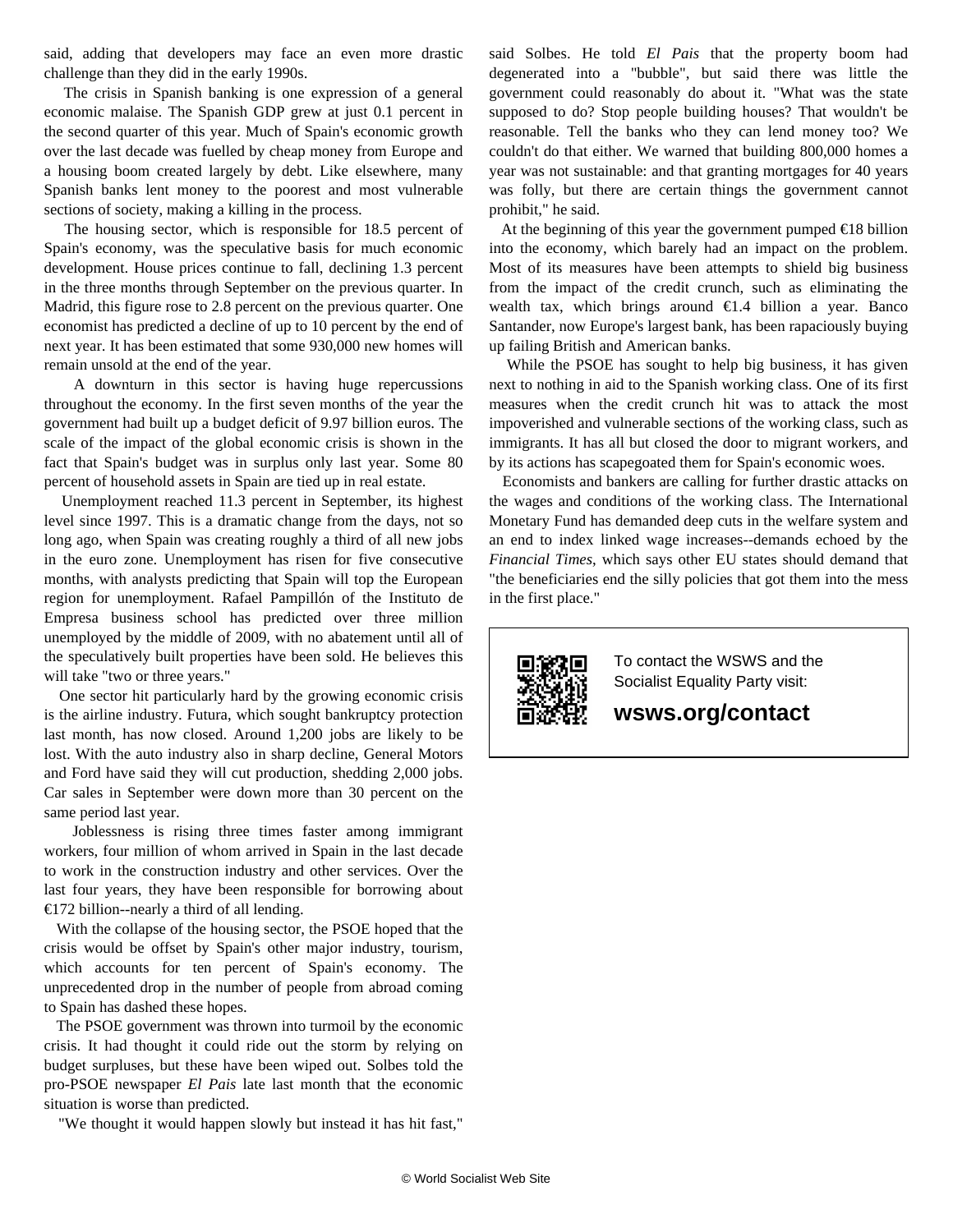said, adding that developers may face an even more drastic challenge than they did in the early 1990s.

The crisis in Spanish banking is one expression of a general economic malaise. The Spanish GDP grew at just 0.1 percent in the second quarter of this year. Much of Spain's economic growth over the last decade was fuelled by cheap money from Europe and a housing boom created largely by debt. Like elsewhere, many Spanish banks lent money to the poorest and most vulnerable sections of society, making a killing in the process.

The housing sector, which is responsible for 18.5 percent of Spain's economy, was the speculative basis for much economic development. House prices continue to fall, declining 1.3 percent in the three months through September on the previous quarter. In Madrid, this figure rose to 2.8 percent on the previous quarter. One economist has predicted a decline of up to 10 percent by the end of next year. It has been estimated that some 930,000 new homes will remain unsold at the end of the year.

A downturn in this sector is having huge repercussions throughout the economy. In the first seven months of the year the government had built up a budget deficit of 9.97 billion euros. The scale of the impact of the global economic crisis is shown in the fact that Spain's budget was in surplus only last year. Some 80 percent of household assets in Spain are tied up in real estate.

Unemployment reached 11.3 percent in September, its highest level since 1997. This is a dramatic change from the days, not so long ago, when Spain was creating roughly a third of all new jobs in the euro zone. Unemployment has risen for five consecutive months, with analysts predicting that Spain will top the European region for unemployment. Rafael Pampillón of the Instituto de Empresa business school has predicted over three million unemployed by the middle of 2009, with no abatement until all of the speculatively built properties have been sold. He believes this will take "two or three years."

One sector hit particularly hard by the growing economic crisis is the airline industry. Futura, which sought bankruptcy protection last month, has now closed. Around 1,200 jobs are likely to be lost. With the auto industry also in sharp decline, General Motors and Ford have said they will cut production, shedding 2,000 jobs. Car sales in September were down more than 30 percent on the same period last year.

Joblessness is rising three times faster among immigrant workers, four million of whom arrived in Spain in the last decade to work in the construction industry and other services. Over the last four years, they have been responsible for borrowing about €172 billion--nearly a third of all lending.

With the collapse of the housing sector, the PSOE hoped that the crisis would be offset by Spain's other major industry, tourism, which accounts for ten percent of Spain's economy. The unprecedented drop in the number of people from abroad coming to Spain has dashed these hopes.

The PSOE government was thrown into turmoil by the economic crisis. It had thought it could ride out the storm by relying on budget surpluses, but these have been wiped out. Solbes told the pro-PSOE newspaper *El Pais* late last month that the economic situation is worse than predicted.

"We thought it would happen slowly but instead it has hit fast," said Solbes. He told *El Pais* that the property boom had degenerated into a "bubble", but said there was little the government could reasonably do about it. "What was the state supposed to do? Stop people building houses? That wouldn't be reasonable. Tell the banks who they can lend money too? We couldn't do that either. We warned that building 800,000 homes a year was not sustainable: and that granting mortgages for 40 years was folly, but there are certain things the government cannot prohibit," he said.

At the beginning of this year the government pumped €18 billion into the economy, which barely had an impact on the problem. Most of its measures have been attempts to shield big business from the impact of the credit crunch, such as eliminating the wealth tax, which brings around €1.4 billion a year. Banco Santander, now Europe's largest bank, has been rapaciously buying up failing British and American banks.

While the PSOE has sought to help big business, it has given next to nothing in aid to the Spanish working class. One of its first measures when the credit crunch hit was to attack the most impoverished and vulnerable sections of the working class, such as immigrants. It has all but closed the door to migrant workers, and by its actions has scapegoated them for Spain's economic woes.

Economists and bankers are calling for further drastic attacks on the wages and conditions of the working class. The International Monetary Fund has demanded deep cuts in the welfare system and an end to index linked wage increases--demands echoed by the *Financial Times*, which says other EU states should demand that "the beneficiaries end the silly policies that got them into the mess in the first place."

To contact the WSWS and the Socialist Equality Party visit:

**wsws.org/contact**